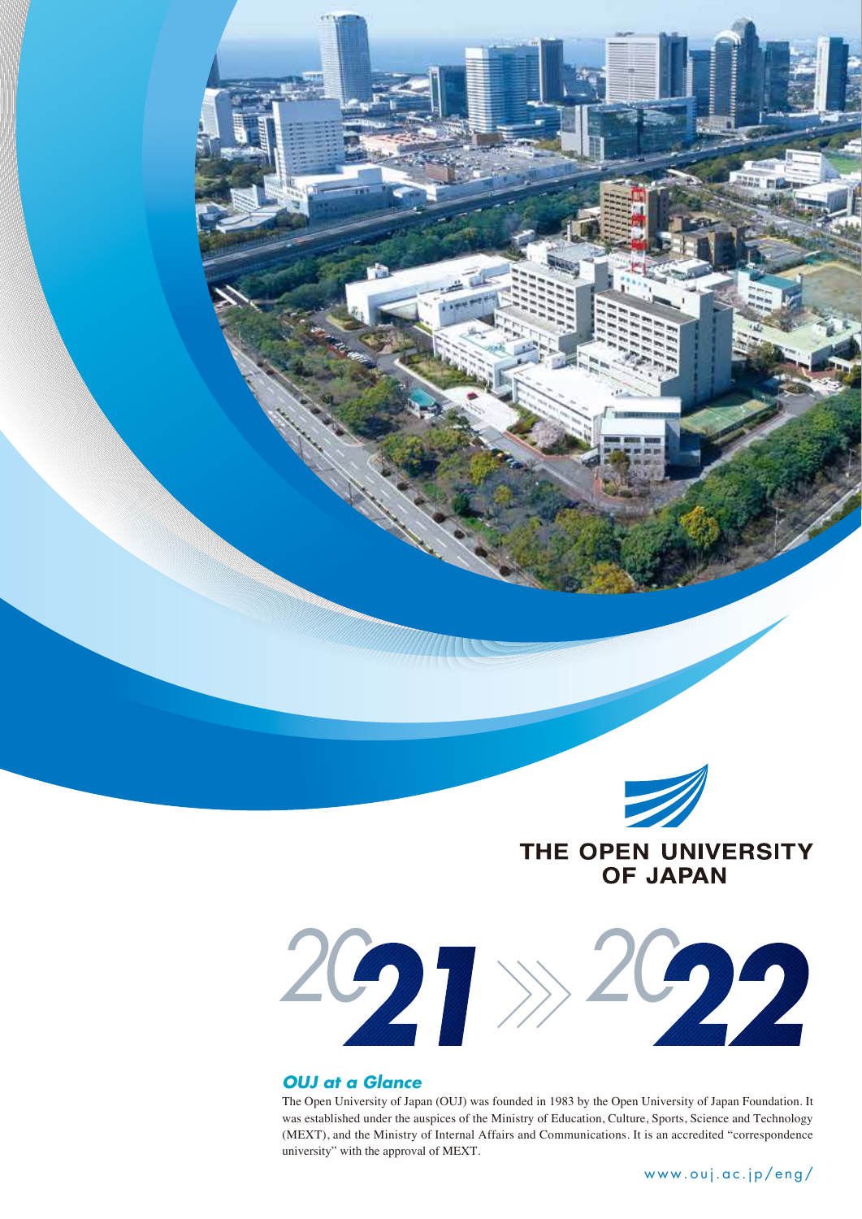# THE OPEN UNIVERSITY OF JAPAN

# 2021 » 2022

## *OUJ at a Glance*

The Open University of Japan (OUJ) was founded in 1983 by the Open University of Japan Foundation. It was established under the auspices of the Ministry of Education, Culture, Sports, Science and Technology (MEXT), and the Ministry of Internal Affairs and Communications. It is an accredited "correspondence university" with the approval of MEXT.

www.ouj.ac.jp/eng/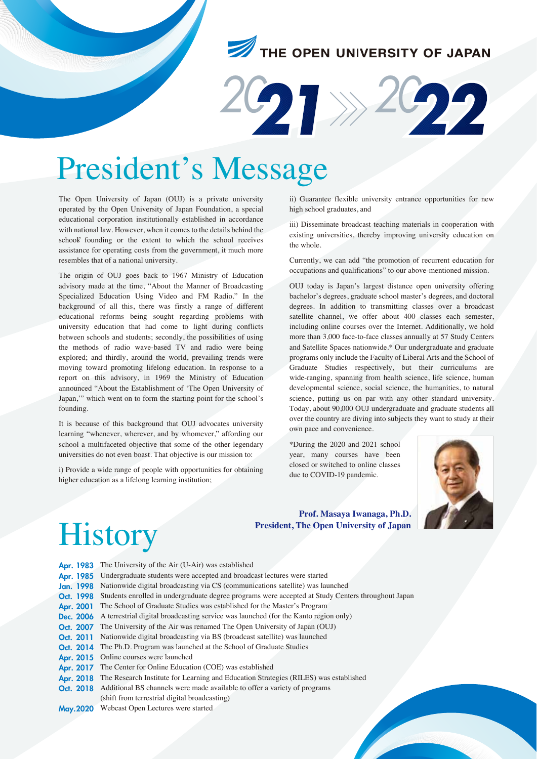THE OPEN UNIVERSITY OF JAPAN

2021 » 2022

# President's Message

The Open University of Japan (OUJ) is a private university operated by the Open University of Japan Foundation, a special educational corporation institutionally established in accordance with national law. However, when it comes to the details behind the school's founding or the extent to which the school receives assistance for operating costs from the government, it much more resembles that of a national university.

The origin of OUJ goes back to 1967 Ministry of Education advisory made at the time, "About the Manner of Broadcasting Specialized Education Using Video and FM Radio." In the background of all this, there was firstly a range of different educational reforms being sought regarding problems with university education that had come to light during conflicts between schools and students; secondly, the possibilities of using the methods of radio wave-based TV and radio were being explored; and thirdly, around the world, prevailing trends were moving toward promoting lifelong education. In response to a report on this advisory, in 1969 the Ministry of Education announced "About the Establishment of 'The Open University of Japan,'" which went on to form the starting point for the school's founding.

It is because of this background that OUJ advocates university learning "whenever, wherever, and by whomever," affording our school a multifaceted objective that some of the other legendary universities do not even boast. That objective is our mission to:

i) Provide a wide range of people with opportunities for obtaining higher education as a lifelong learning institution;

ii) Guarantee flexible university entrance opportunities for new high school graduates, and

iii) Disseminate broadcast teaching materials in cooperation with existing universities, thereby improving university education on the whole.

Currently, we can add "the promotion of recurrent education for occupations and qualifications" to our above-mentioned mission.

OUJ today is Japan's largest distance open university offering bachelor's degrees, graduate school master's degrees, and doctoral degrees. In addition to transmitting classes over a broadcast satellite channel, we offer about 400 classes each semester, including online courses over the Internet. Additionally, we hold more than 3,000 face-to-face classes annually at 57 Study Centers and Satellite Spaces nationwide.* Our undergraduate and graduate programs only include the Faculty of Liberal Arts and the School of Graduate Studies respectively, but their curriculums are wide-ranging, spanning from health science, life science, human developmental science, social science, the humanities, to natural science, putting us on par with any other standard university. Today, about 90,000 OUJ undergraduate and graduate students all over the country are diving into subjects they want to study at their own pace and convenience.

*During the 2020 and 2021 school year, many courses have been closed or switched to online classes due to COVID-19 pandemic.

**Prof. Masaya Iwanaga, Ph.D.**
**President, The Open University of Japan**

# History

| | |
|---|---|
| Apr. 1983 | The University of the Air (U-Air) was established |
| Apr. 1985 | Undergraduate students were accepted and broadcast lectures were started |
| Jan. 1998 | Nationwide digital broadcasting via CS (communications satellite) was launched |
| Oct. 1998 | Students enrolled in undergraduate degree programs were accepted at Study Centers throughout Japan |
| Apr. 2001 | The School of Graduate Studies was established for the Master's Program |
| Dec. 2006 | A terrestrial digital broadcasting service was launched (for the Kanto region only) |
| Oct. 2007 | The University of the Air was renamed The Open University of Japan (OUJ) |
| Oct. 2011 | Nationwide digital broadcasting via BS (broadcast satellite) was launched |
| Oct. 2014 | The Ph.D. Program was launched at the School of Graduate Studies |
| Apr. 2015 | Online courses were launched |
| Apr. 2017 | The Center for Online Education (COE) was established |
| Apr. 2018 | The Research Institute for Learning and Education Strategies (RILES) was established |
| Oct. 2018 | Additional BS channels were made available to offer a variety of programs (shift from terrestrial digital broadcasting) |
| May.2020 | Webcast Open Lectures were started |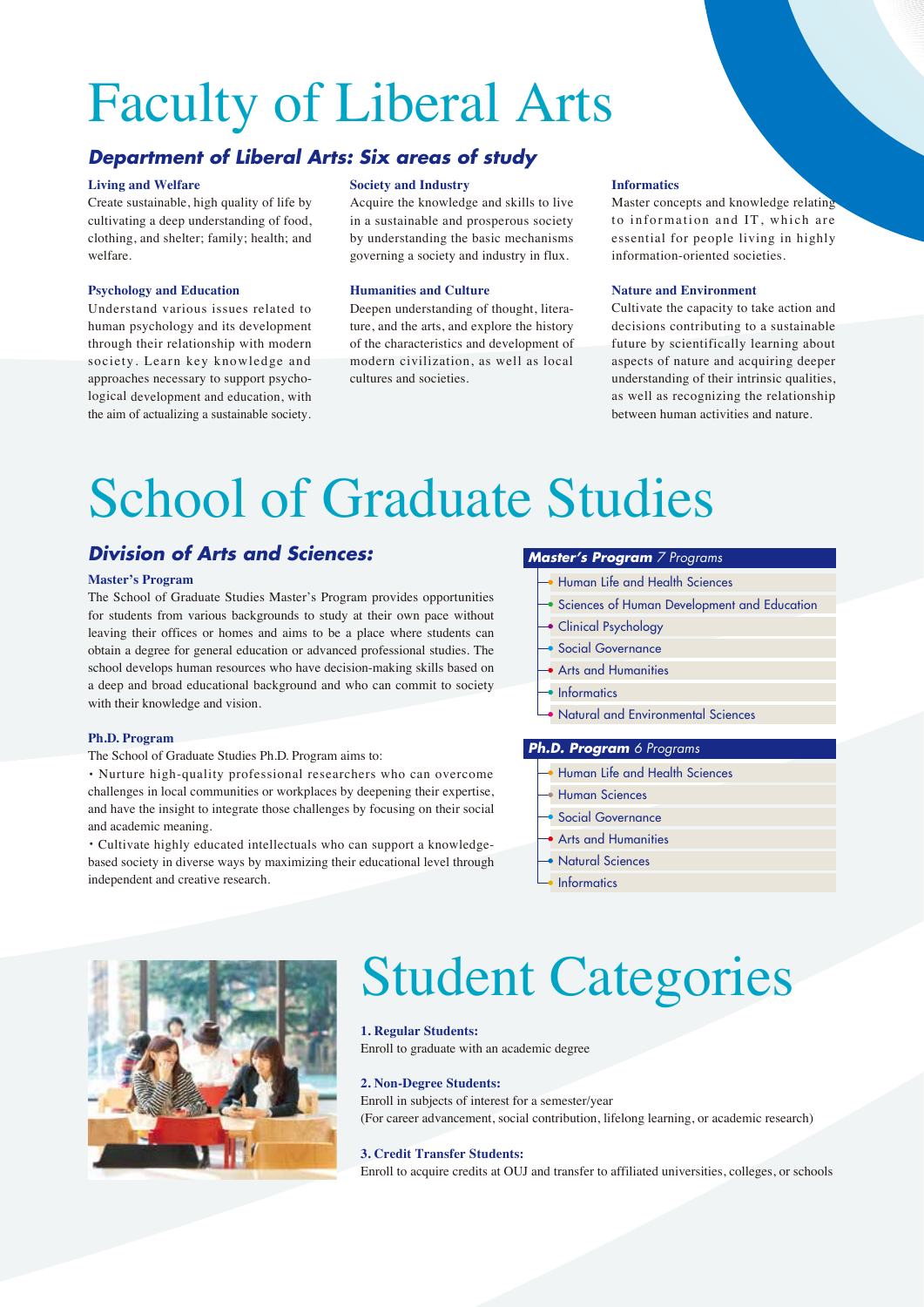# Faculty of Liberal Arts

## Department of Liberal Arts: Six areas of study

**Living and Welfare**

Create sustainable, high quality of life by cultivating a deep understanding of food, clothing, and shelter; family; health; and welfare.

**Psychology and Education**

Understand various issues related to human psychology and its development through their relationship with modern society. Learn key knowledge and approaches necessary to support psychological development and education, with the aim of actualizing a sustainable society.

**Society and Industry**

Acquire the knowledge and skills to live in a sustainable and prosperous society by understanding the basic mechanisms governing a society and industry in flux.

**Humanities and Culture**

Deepen understanding of thought, literature, and the arts, and explore the history of the characteristics and development of modern civilization, as well as local cultures and societies.

**Informatics**

Master concepts and knowledge relating to information and IT, which are essential for people living in highly information-oriented societies.

**Nature and Environment**

Cultivate the capacity to take action and decisions contributing to a sustainable future by scientifically learning about aspects of nature and acquiring deeper understanding of their intrinsic qualities, as well as recognizing the relationship between human activities and nature.

# School of Graduate Studies

## Division of Arts and Sciences:

**Master's Program**

The School of Graduate Studies Master's Program provides opportunities for students from various backgrounds to study at their own pace without leaving their offices or homes and aims to be a place where students can obtain a degree for general education or advanced professional studies. The school develops human resources who have decision-making skills based on a deep and broad educational background and who can commit to society with their knowledge and vision.

**Ph.D. Program**

The School of Graduate Studies Ph.D. Program aims to:

- Nurture high-quality professional researchers who can overcome challenges in local communities or workplaces by deepening their expertise, and have the insight to integrate those challenges by focusing on their social and academic meaning.
- Cultivate highly educated intellectuals who can support a knowledge-based society in diverse ways by maximizing their educational level through independent and creative research.

**Master's Program** *7 Programs*

- Human Life and Health Sciences
- Sciences of Human Development and Education
- Clinical Psychology
- Social Governance
- Arts and Humanities
- Informatics
- Natural and Environmental Sciences

**Ph.D. Program** *6 Programs*

- Human Life and Health Sciences
- Human Sciences
- Social Governance
- Arts and Humanities
- Natural Sciences
- Informatics

# Student Categories

**1. Regular Students:**

Enroll to graduate with an academic degree

**2. Non-Degree Students:**

Enroll in subjects of interest for a semester/year
(For career advancement, social contribution, lifelong learning, or academic research)

**3. Credit Transfer Students:**

Enroll to acquire credits at OUJ and transfer to affiliated universities, colleges, or schools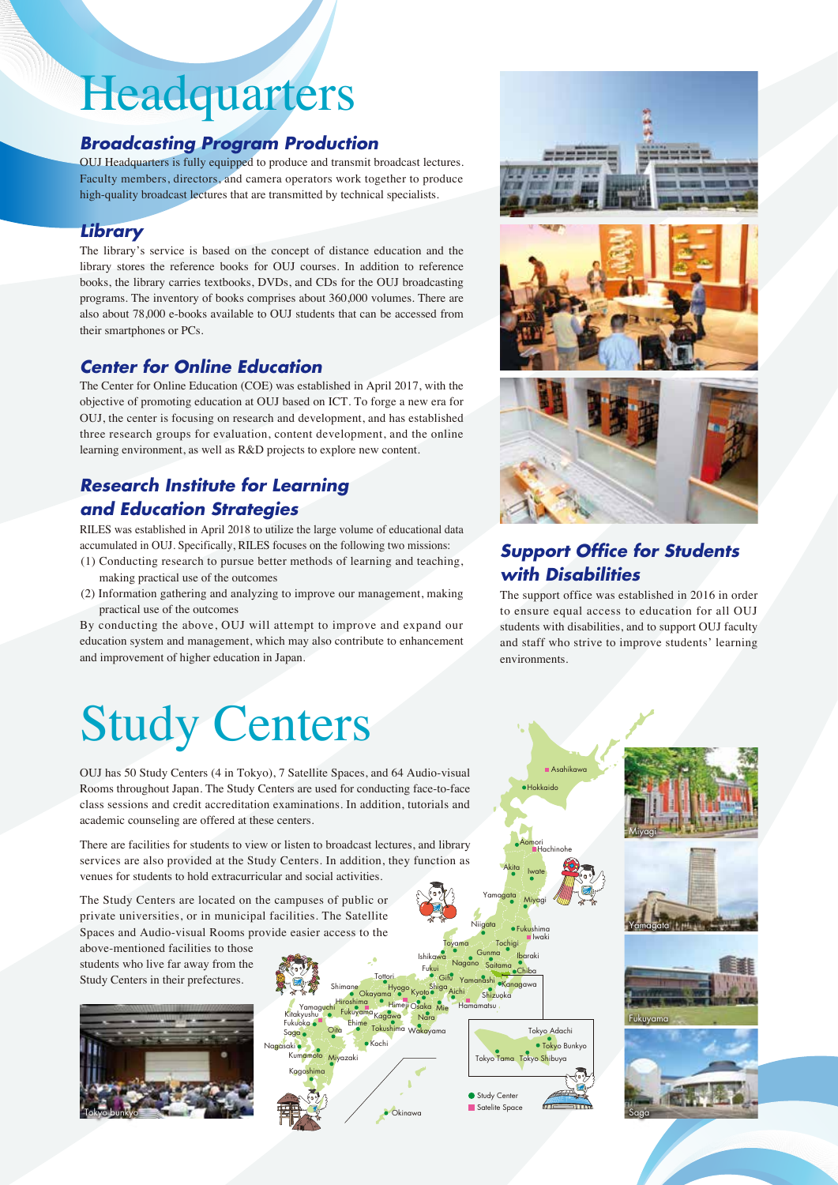# Headquarters

### Broadcasting Program Production

OUJ Headquarters is fully equipped to produce and transmit broadcast lectures. Faculty members, directors, and camera operators work together to produce high-quality broadcast lectures that are transmitted by technical specialists.

### Library

The library's service is based on the concept of distance education and the library stores the reference books for OUJ courses. In addition to reference books, the library carries textbooks, DVDs, and CDs for the OUJ broadcasting programs. The inventory of books comprises about 360,000 volumes. There are also about 78,000 e-books available to OUJ students that can be accessed from their smartphones or PCs.

### Center for Online Education

The Center for Online Education (COE) was established in April 2017, with the objective of promoting education at OUJ based on ICT. To forge a new era for OUJ, the center is focusing on research and development, and has established three research groups for evaluation, content development, and the online learning environment, as well as R&D projects to explore new content.

### Research Institute for Learning and Education Strategies

RILES was established in April 2018 to utilize the large volume of educational data accumulated in OUJ. Specifically, RILES focuses on the following two missions:

(1) Conducting research to pursue better methods of learning and teaching, making practical use of the outcomes
(2) Information gathering and analyzing to improve our management, making practical use of the outcomes

By conducting the above, OUJ will attempt to improve and expand our education system and management, which may also contribute to enhancement and improvement of higher education in Japan.

### Support Office for Students with Disabilities

The support office was established in 2016 in order to ensure equal access to education for all OUJ students with disabilities, and to support OUJ faculty and staff who strive to improve students' learning environments.

# Study Centers

OUJ has 50 Study Centers (4 in Tokyo), 7 Satellite Spaces, and 64 Audio-visual Rooms throughout Japan. The Study Centers are used for conducting face-to-face class sessions and credit accreditation examinations. In addition, tutorials and academic counseling are offered at these centers.

There are facilities for students to view or listen to broadcast lectures, and library services are also provided at the Study Centers. In addition, they function as venues for students to hold extracurricular and social activities.

The Study Centers are located on the campuses of public or private universities, or in municipal facilities. The Satellite Spaces and Audio-visual Rooms provide easier access to the above-mentioned facilities to those students who live far away from the Study Centers in their prefectures.

Tokyo bunkyo

● Study Center
■ Satellite Space

Miyagi

Yamagata

Fukuyama

Saga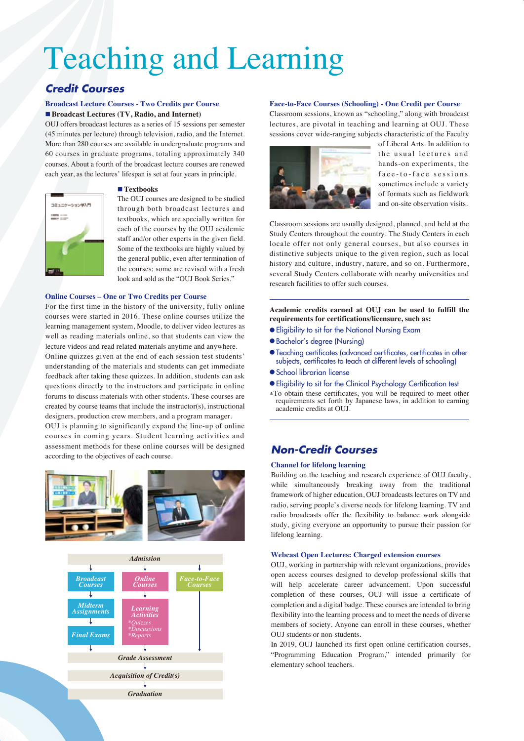# Teaching and Learning

## Credit Courses

### Broadcast Lecture Courses - Two Credits per Course

**■ Broadcast Lectures (TV, Radio, and Internet)**

OUJ offers broadcast lectures as a series of 15 sessions per semester (45 minutes per lecture) through television, radio, and the Internet. More than 280 courses are available in undergraduate programs and 60 courses in graduate programs, totaling approximately 340 courses. About a fourth of the broadcast lecture courses are renewed each year, as the lectures' lifespan is set at four years in principle.

**■ Textbooks**

The OUJ courses are designed to be studied through both broadcast lectures and textbooks, which are specially written for each of the courses by the OUJ academic staff and/or other experts in the given field. Some of the textbooks are highly valued by the general public, even after termination of the courses; some are revised with a fresh look and sold as the "OUJ Book Series."

### Online Courses – One or Two Credits per Course

For the first time in the history of the university, fully online courses were started in 2016. These online courses utilize the learning management system, Moodle, to deliver video lectures as well as reading materials online, so that students can view the lecture videos and read related materials anytime and anywhere. Online quizzes given at the end of each session test students' understanding of the materials and students can get immediate feedback after taking these quizzes. In addition, students can ask questions directly to the instructors and participate in online forums to discuss materials with other students. These courses are created by course teams that include the instructor(s), instructional designers, production crew members, and a program manager.

OUJ is planning to significantly expand the line-up of online courses in coming years. Student learning activities and assessment methods for these online courses will be designed according to the objectives of each course.

*Admission*

| Broadcast Courses | Online Courses | Face-to-Face Courses |
|---|---|---|
| Midterm Assignments | Learning Activities *Quizzes *Discussions *Reports | |
| Final Exams | | |

*Grade Assessment* → *Acquisition of Credit(s)* → *Graduation*

### Face-to-Face Courses (Schooling) - One Credit per Course

Classroom sessions, known as "schooling," along with broadcast lectures, are pivotal in teaching and learning at OUJ. These sessions cover wide-ranging subjects characteristic of the Faculty of Liberal Arts. In addition to the usual lectures and hands-on experiments, the face-to-face sessions sometimes include a variety of formats such as fieldwork and on-site observation visits.

Classroom sessions are usually designed, planned, and held at the Study Centers throughout the country. The Study Centers in each locale offer not only general courses, but also courses in distinctive subjects unique to the given region, such as local history and culture, industry, nature, and so on. Furthermore, several Study Centers collaborate with nearby universities and research facilities to offer such courses.

**Academic credits earned at OUJ can be used to fulfill the requirements for certifications/licensure, such as:**

- Eligibility to sit for the National Nursing Exam
- Bachelor's degree (Nursing)
- Teaching certificates (advanced certificates, certificates in other subjects, certificates to teach at different levels of schooling)
- School librarian license
- Eligibility to sit for the Clinical Psychology Certification test

*To obtain these certificates, you will be required to meet other requirements set forth by Japanese laws, in addition to earning academic credits at OUJ.

## Non-Credit Courses

### Channel for lifelong learning

Building on the teaching and research experience of OUJ faculty, while simultaneously breaking away from the traditional framework of higher education, OUJ broadcasts lectures on TV and radio, serving people's diverse needs for lifelong learning. TV and radio broadcasts offer the flexibility to balance work alongside study, giving everyone an opportunity to pursue their passion for lifelong learning.

### Webcast Open Lectures: Charged extension courses

OUJ, working in partnership with relevant organizations, provides open access courses designed to develop professional skills that will help accelerate career advancement. Upon successful completion of these courses, OUJ will issue a certificate of completion and a digital badge. These courses are intended to bring flexibility into the learning process and to meet the needs of diverse members of society. Anyone can enroll in these courses, whether OUJ students or non-students.

In 2019, OUJ launched its first open online certification courses, "Programming Education Program," intended primarily for elementary school teachers.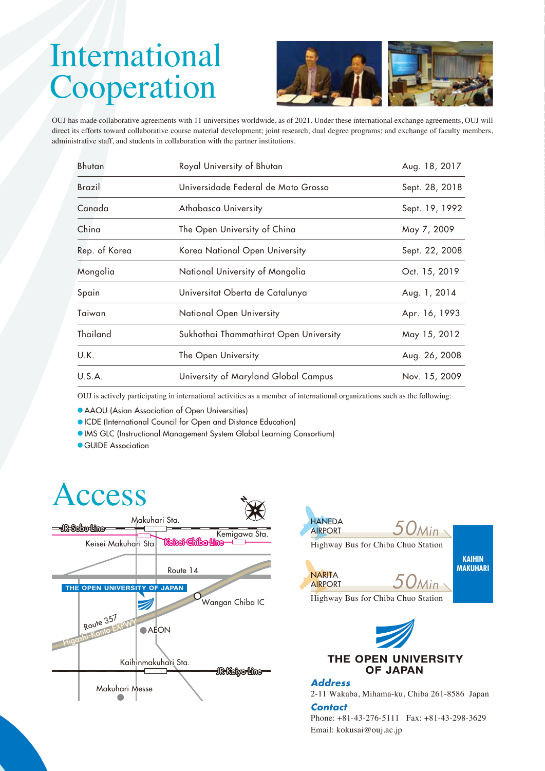# International Cooperation

OUJ has made collaborative agreements with 11 universities worldwide, as of 2021. Under these international exchange agreements, OUJ will direct its efforts toward collaborative course material development; joint research; dual degree programs; and exchange of faculty members, administrative staff, and students in collaboration with the partner institutions.

| | | |
|---|---|---|
| Bhutan | Royal University of Bhutan | Aug. 18, 2017 |
| Brazil | Universidade Federal de Mato Grosso | Sept. 28, 2018 |
| Canada | Athabasca University | Sept. 19, 1992 |
| China | The Open University of China | May 7, 2009 |
| Rep. of Korea | Korea National Open University | Sept. 22, 2008 |
| Mongolia | National University of Mongolia | Oct. 15, 2019 |
| Spain | Universitat Oberta de Catalunya | Aug. 1, 2014 |
| Taiwan | National Open University | Apr. 16, 1993 |
| Thailand | Sukhothai Thammathirat Open University | May 15, 2012 |
| U.K. | The Open University | Aug. 26, 2008 |
| U.S.A. | University of Maryland Global Campus | Nov. 15, 2009 |

OUJ is actively participating in international activities as a member of international organizations such as the following:

- AAOU (Asian Association of Open Universities)
- ICDE (International Council for Open and Distance Education)
- IMS GLC (Instructional Management System Global Learning Consortium)
- GUIDE Association

# Access

JR Sobu Line
Makuhari Sta.
Kemigawa Sta.
Keisei Makuhari Sta.
Keisei Chiba Line
Route 14
THE OPEN UNIVERSITY OF JAPAN
Wangan Chiba IC
Route 357
Higashi-Kanto EXPWY
AEON
Kaihinmakuhari Sta.
JR Keiyo Line
Makuhari Messe

HANEDA AIRPORT — 50Min — Highway Bus for Chiba Chuo Station

NARITA AIRPORT — 50Min — Highway Bus for Chiba Chuo Station

KAIHIN MAKUHARI

**THE OPEN UNIVERSITY OF JAPAN**

***Address***
2-11 Wakaba, Mihama-ku, Chiba 261-8586 Japan

***Contact***
Phone: +81-43-276-5111 Fax: +81-43-298-3629
Email: kokusai@ouj.ac.jp